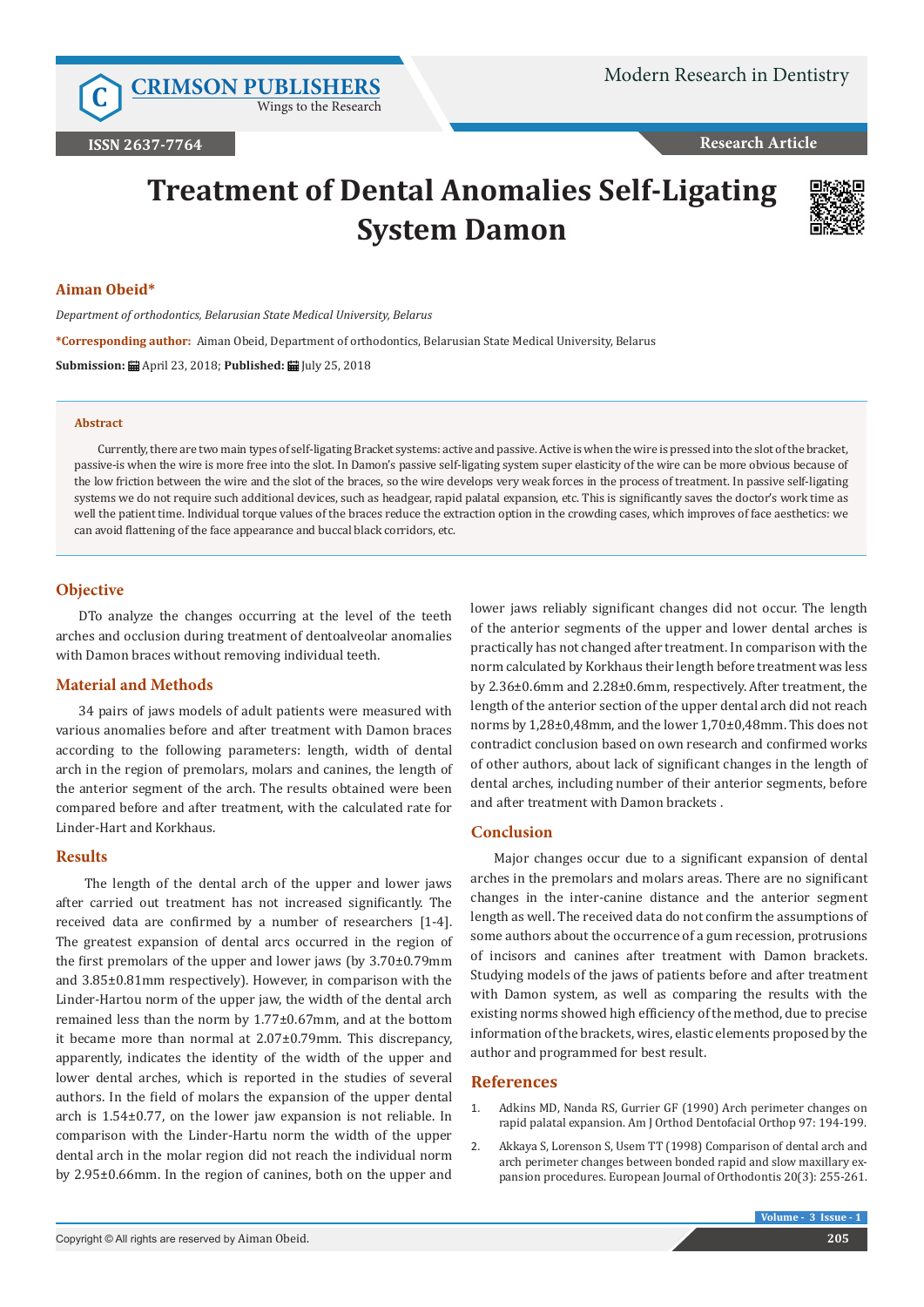# Treatment of Dental Anomalies Self-Ligating System Damon

**Aiman Obeid***

*Department of orthodontics, Belarusian State Medical University, Belarus*

***Corresponding author:** Aiman Obeid, Department of orthodontics, Belarusian State Medical University, Belarus

**Submission:** April 23, 2018; **Published:** July 25, 2018

### Abstract

Currently, there are two main types of self-ligating Bracket systems: active and passive. Active is when the wire is pressed into the slot of the bracket, passive-is when the wire is more free into the slot. In Damon's passive self-ligating system super elasticity of the wire can be more obvious because of the low friction between the wire and the slot of the braces, so the wire develops very weak forces in the process of treatment. In passive self-ligating systems we do not require such additional devices, such as headgear, rapid palatal expansion, etc. This is significantly saves the doctor's work time as well the patient time. Individual torque values of the braces reduce the extraction option in the crowding cases, which improves of face aesthetics: we can avoid flattening of the face appearance and buccal black corridors, etc.

## Objective

DTo analyze the changes occurring at the level of the teeth arches and occlusion during treatment of dentoalveolar anomalies with Damon braces without removing individual teeth.

## Material and Methods

34 pairs of jaws models of adult patients were measured with various anomalies before and after treatment with Damon braces according to the following parameters: length, width of dental arch in the region of premolars, molars and canines, the length of the anterior segment of the arch. The results obtained were been compared before and after treatment, with the calculated rate for Linder-Hart and Korkhaus.

## Results

The length of the dental arch of the upper and lower jaws after carried out treatment has not increased significantly. The received data are confirmed by a number of researchers [1-4]. The greatest expansion of dental arcs occurred in the region of the first premolars of the upper and lower jaws (by 3.70±0.79mm and 3.85±0.81mm respectively). However, in comparison with the Linder-Hartou norm of the upper jaw, the width of the dental arch remained less than the norm by 1.77±0.67mm, and at the bottom it became more than normal at 2.07±0.79mm. This discrepancy, apparently, indicates the identity of the width of the upper and lower dental arches, which is reported in the studies of several authors. In the field of molars the expansion of the upper dental arch is 1.54±0.77, on the lower jaw expansion is not reliable. In comparison with the Linder-Hartu norm the width of the upper dental arch in the molar region did not reach the individual norm by 2.95±0.66mm. In the region of canines, both on the upper and lower jaws reliably significant changes did not occur. The length of the anterior segments of the upper and lower dental arches is practically has not changed after treatment. In comparison with the norm calculated by Korkhaus their length before treatment was less by 2.36±0.6mm and 2.28±0.6mm, respectively. After treatment, the length of the anterior section of the upper dental arch did not reach norms by 1,28±0,48mm, and the lower 1,70±0,48mm. This does not contradict conclusion based on own research and confirmed works of other authors, about lack of significant changes in the length of dental arches, including number of their anterior segments, before and after treatment with Damon brackets .

## Conclusion

Major changes occur due to a significant expansion of dental arches in the premolars and molars areas. There are no significant changes in the inter-canine distance and the anterior segment length as well. The received data do not confirm the assumptions of some authors about the occurrence of a gum recession, protrusions of incisors and canines after treatment with Damon brackets. Studying models of the jaws of patients before and after treatment with Damon system, as well as comparing the results with the existing norms showed high efficiency of the method, due to precise information of the brackets, wires, elastic elements proposed by the author and programmed for best result.

## References

1. Adkins MD, Nanda RS, Gurrier GF (1990) Arch perimeter changes on rapid palatal expansion. Am J Orthod Dentofacial Orthop 97: 194-199.
2. Akkaya S, Lorenson S, Usem TT (1998) Comparison of dental arch and arch perimeter changes between bonded rapid and slow maxillary expansion procedures. European Journal of Orthodontis 20(3): 255-261.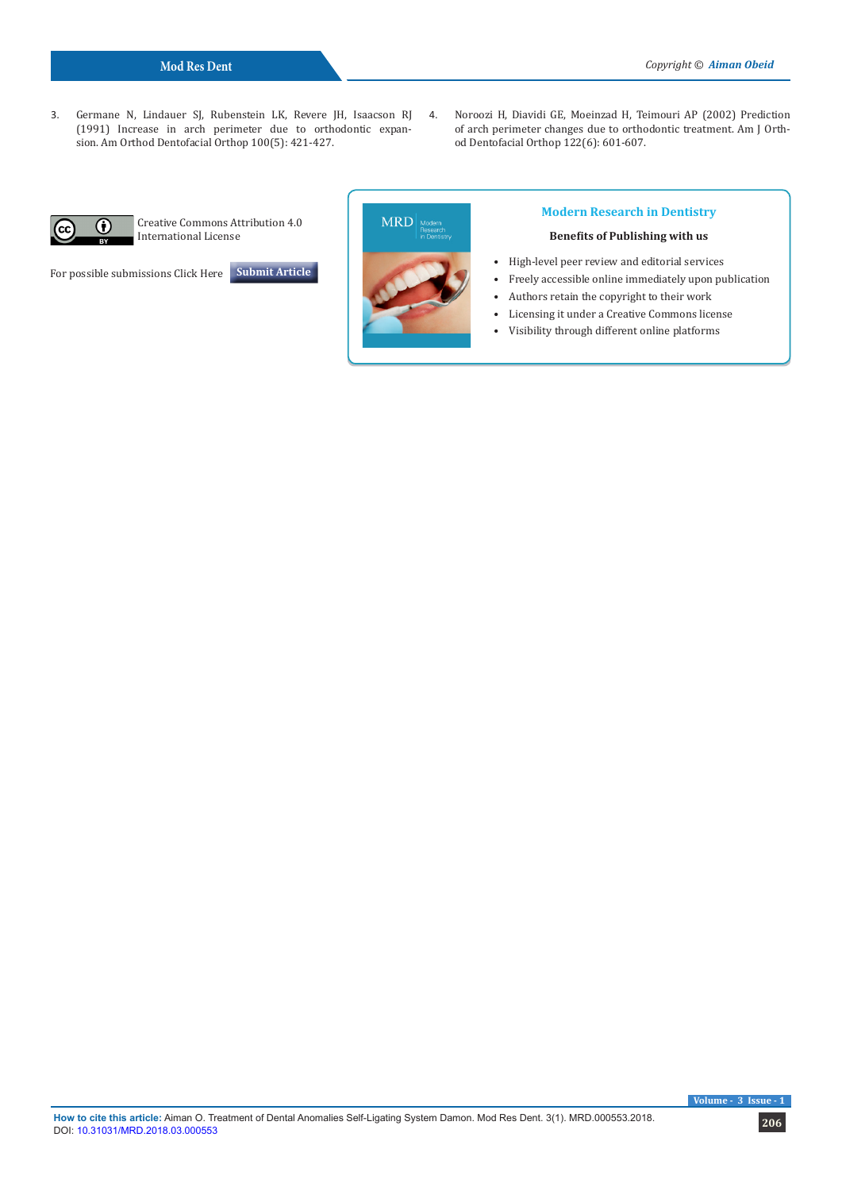3. Germane N, Lindauer SJ, Rubenstein LK, Revere JH, Isaacson RJ (1991) Increase in arch perimeter due to orthodontic expansion. Am Orthod Dentofacial Orthop 100(5): 421-427.
4. Noroozi H, Diavidi GE, Moeinzad H, Teimouri AP (2002) Prediction of arch perimeter changes due to orthodontic treatment. Am J Orthod Dentofacial Orthop 122(6): 601-607.

Creative Commons Attribution 4.0 International License

For possible submissions Click Here **Submit Article**

**Modern Research in Dentistry**

**Benefits of Publishing with us**

- High-level peer review and editorial services
- Freely accessible online immediately upon publication
- Authors retain the copyright to their work
- Licensing it under a Creative Commons license
- Visibility through different online platforms

**How to cite this article:** Aiman O. Treatment of Dental Anomalies Self-Ligating System Damon. Mod Res Dent. 3(1). MRD.000553.2018. DOI: 10.31031/MRD.2018.03.000553